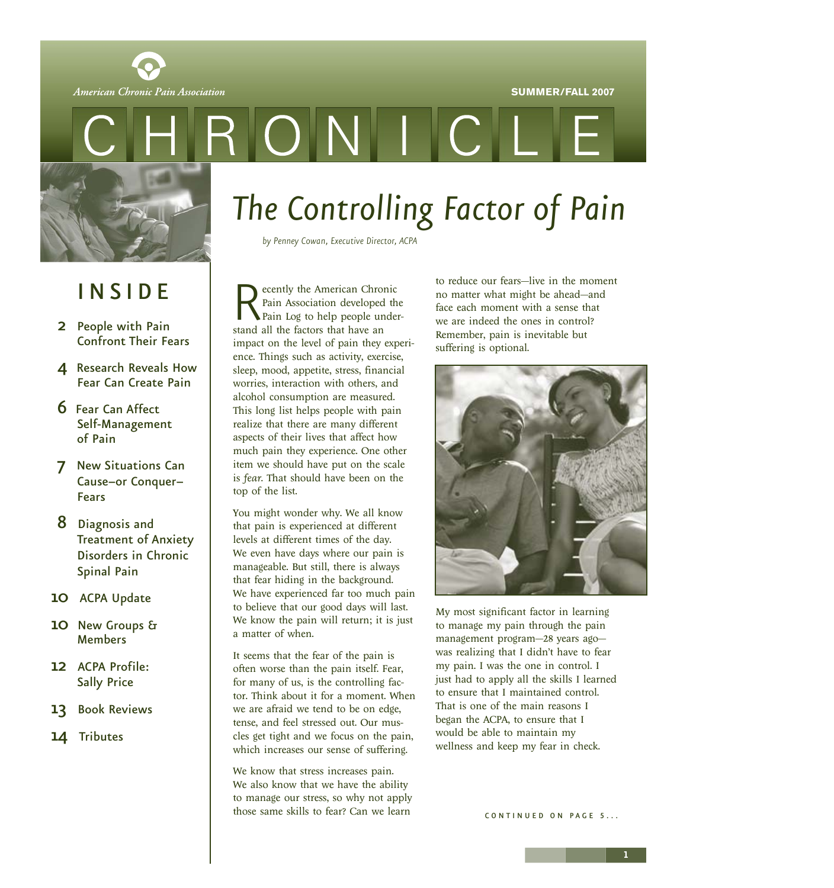American Chronic Pain Association

SUMMER/FALL 2007

# CHRONICLE

## INSIDE

- **2** People with Pain Confront Their Fears
- **4** Research Reveals How Fear Can Create Pain
- **6** Fear Can Affect Self-Management of Pain
- **7** New Situations Can Cause—or Conquer—Fears
- **8** Diagnosis and Treatment of Anxiety Disorders in Chronic Spinal Pain
- **10** ACPA Update
- **10** New Groups & Members
- **12** ACPA Profile: Sally Price
- **13** Book Reviews
- **14** Tributes

# *The Controlling Factor of Pain*

*by Penney Cowan, Executive Director, ACPA*

Recently the American Chronic Pain Association developed the Pain Log to help people understand all the factors that have an impact on the level of pain they experience. Things such as activity, exercise, sleep, mood, appetite, stress, financial worries, interaction with others, and alcohol consumption are measured. This long list helps people with pain realize that there are many different aspects of their lives that affect how much pain they experience. One other item we should have put on the scale is *fear*. That should have been on the top of the list.

You might wonder why. We all know that pain is experienced at different levels at different times of the day. We even have days where our pain is manageable. But still, there is always that fear hiding in the background. We have experienced far too much pain to believe that our good days will last. We know the pain will return; it is just a matter of when.

It seems that the fear of the pain is often worse than the pain itself. Fear, for many of us, is the controlling factor. Think about it for a moment. When we are afraid we tend to be on edge, tense, and feel stressed out. Our muscles get tight and we focus on the pain, which increases our sense of suffering.

We know that stress increases pain. We also know that we have the ability to manage our stress, so why not apply those same skills to fear? Can we learn to reduce our fears—live in the moment no matter what might be ahead—and face each moment with a sense that we are indeed the ones in control? Remember, pain is inevitable but suffering is optional.

My most significant factor in learning to manage my pain through the pain management program—28 years ago—was realizing that I didn't have to fear my pain. I was the one in control. I just had to apply all the skills I learned to ensure that I maintained control. That is one of the main reasons I began the ACPA, to ensure that I would be able to maintain my wellness and keep my fear in check.

CONTINUED ON PAGE 5...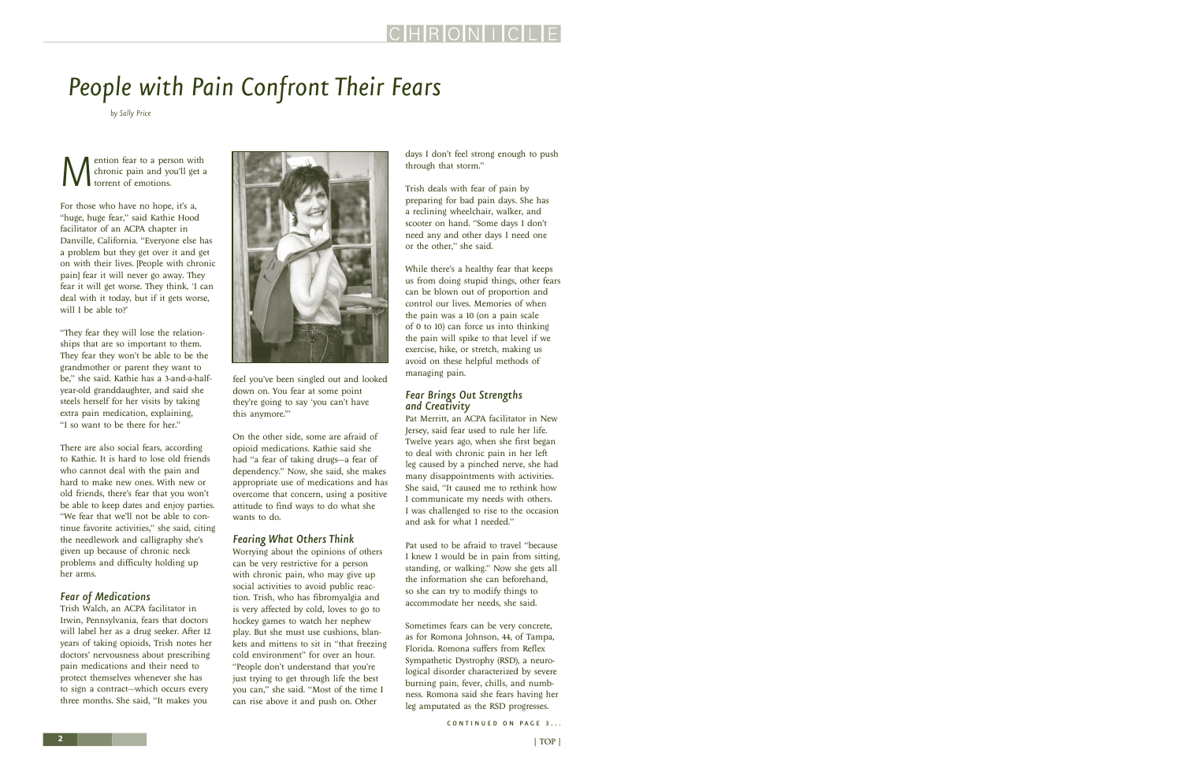# People with Pain Confront Their Fears

*by Sally Price*

Mention fear to a person with chronic pain and you'll get a torrent of emotions.

For those who have no hope, it's a, "huge, huge fear," said Kathie Hood facilitator of an ACPA chapter in Danville, California. "Everyone else has a problem but they get over it and get on with their lives. [People with chronic pain] fear it will never go away. They fear it will get worse. They think, 'I can deal with it today, but if it gets worse, will I be able to?'

"They fear they will lose the relationships that are so important to them. They fear they won't be able to be the grandmother or parent they want to be," she said. Kathie has a 3-and-a-half-year-old granddaughter, and said she steels herself for her visits by taking extra pain medication, explaining, "I so want to be there for her."

There are also social fears, according to Kathie. It is hard to lose old friends who cannot deal with the pain and hard to make new ones. With new or old friends, there's fear that you won't be able to keep dates and enjoy parties. "We fear that we'll not be able to continue favorite activities," she said, citing the needlework and calligraphy she's given up because of chronic neck problems and difficulty holding up her arms.

## Fear of Medications

Trish Walch, an ACPA facilitator in Irwin, Pennsylvania, fears that doctors will label her as a drug seeker. After 12 years of taking opioids, Trish notes her doctors' nervousness about prescribing pain medications and their need to protect themselves whenever she has to sign a contract—which occurs every three months. She said, "It makes you feel you've been singled out and looked down on. You fear at some point they're going to say 'you can't have this anymore.'"

On the other side, some are afraid of opioid medications. Kathie said she had "a fear of taking drugs—a fear of dependency." Now, she said, she makes appropriate use of medications and has overcome that concern, using a positive attitude to find ways to do what she wants to do.

## Fearing What Others Think

Worrying about the opinions of others can be very restrictive for a person with chronic pain, who may give up social activities to avoid public reaction. Trish, who has fibromyalgia and is very affected by cold, loves to go to hockey games to watch her nephew play. But she must use cushions, blankets and mittens to sit in "that freezing cold environment" for over an hour. "People don't understand that you're just trying to get through life the best you can," she said. "Most of the time I can rise above it and push on. Other days I don't feel strong enough to push through that storm."

Trish deals with fear of pain by preparing for bad pain days. She has a reclining wheelchair, walker, and scooter on hand. "Some days I don't need any and other days I need one or the other," she said.

While there's a healthy fear that keeps us from doing stupid things, other fears can be blown out of proportion and control our lives. Memories of when the pain was a 10 (on a pain scale of 0 to 10) can force us into thinking the pain will spike to that level if we exercise, hike, or stretch, making us avoid on these helpful methods of managing pain.

## Fear Brings Out Strengths and Creativity

Pat Merritt, an ACPA facilitator in New Jersey, said fear used to rule her life. Twelve years ago, when she first began to deal with chronic pain in her left leg caused by a pinched nerve, she had many disappointments with activities. She said, "It caused me to rethink how I communicate my needs with others. I was challenged to rise to the occasion and ask for what I needed."

Pat used to be afraid to travel "because I knew I would be in pain from sitting, standing, or walking." Now she gets all the information she can beforehand, so she can try to modify things to accommodate her needs, she said.

Sometimes fears can be very concrete, as for Romona Johnson, 44, of Tampa, Florida. Romona suffers from Reflex Sympathetic Dystrophy (RSD), a neurological disorder characterized by severe burning pain, fever, chills, and numbness. Romona said she fears having her leg amputated as the RSD progresses.

CONTINUED ON PAGE 3...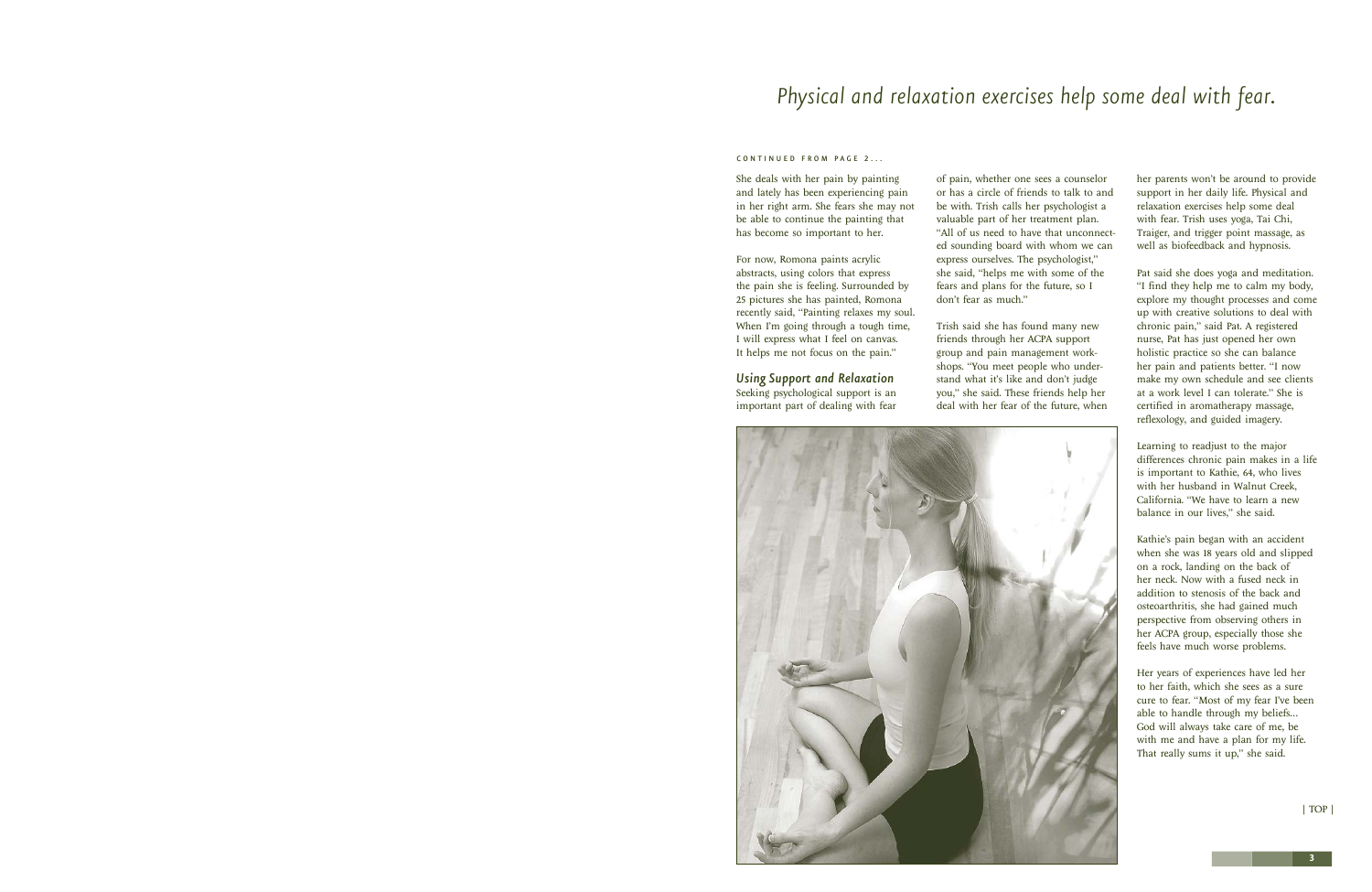# Physical and relaxation exercises help some deal with fear.

CONTINUED FROM PAGE 2...

She deals with her pain by painting and lately has been experiencing pain in her right arm. She fears she may not be able to continue the painting that has become so important to her.

For now, Romona paints acrylic abstracts, using colors that express the pain she is feeling. Surrounded by 25 pictures she has painted, Romona recently said, "Painting relaxes my soul. When I'm going through a tough time, I will express what I feel on canvas. It helps me not focus on the pain."

### *Using Support and Relaxation*

Seeking psychological support is an important part of dealing with fear of pain, whether one sees a counselor or has a circle of friends to talk to and be with. Trish calls her psychologist a valuable part of her treatment plan. "All of us need to have that unconnected sounding board with whom we can express ourselves. The psychologist," she said, "helps me with some of the fears and plans for the future, so I don't fear as much."

Trish said she has found many new friends through her ACPA support group and pain management workshops. "You meet people who understand what it's like and don't judge you," she said. These friends help her deal with her fear of the future, when her parents won't be around to provide support in her daily life. Physical and relaxation exercises help some deal with fear. Trish uses yoga, Tai Chi, Traiger, and trigger point massage, as well as biofeedback and hypnosis.

Pat said she does yoga and meditation. "I find they help me to calm my body, explore my thought processes and come up with creative solutions to deal with chronic pain," said Pat. A registered nurse, Pat has just opened her own holistic practice so she can balance her pain and patients better. "I now make my own schedule and see clients at a work level I can tolerate." She is certified in aromatherapy massage, reflexology, and guided imagery.

Learning to readjust to the major differences chronic pain makes in a life is important to Kathie, 64, who lives with her husband in Walnut Creek, California. "We have to learn a new balance in our lives," she said.

Kathie's pain began with an accident when she was 18 years old and slipped on a rock, landing on the back of her neck. Now with a fused neck in addition to stenosis of the back and osteoarthritis, she had gained much perspective from observing others in her ACPA group, especially those she feels have much worse problems.

Her years of experiences have led her to her faith, which she sees as a sure cure to fear. "Most of my fear I've been able to handle through my beliefs... God will always take care of me, be with me and have a plan for my life. That really sums it up," she said.

| TOP |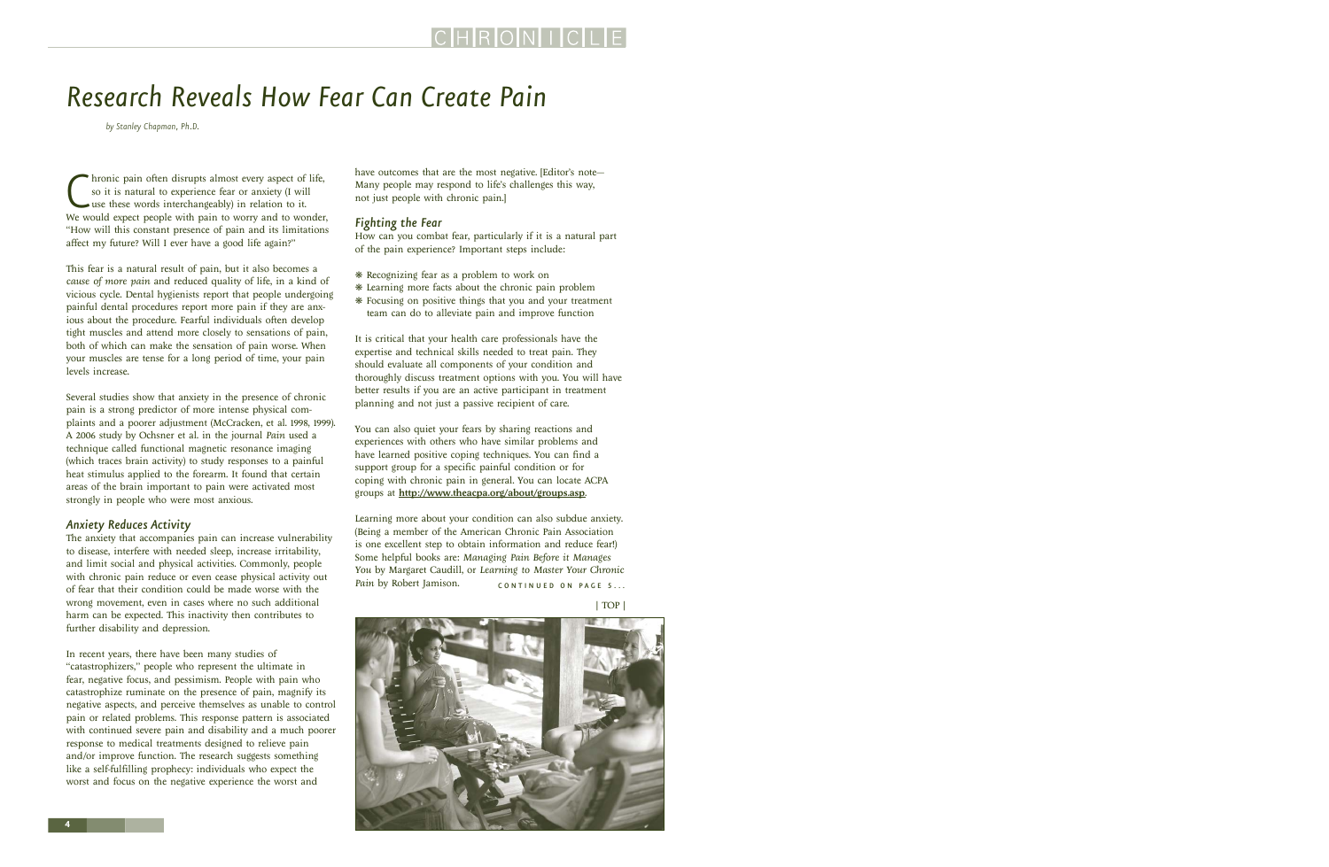# Research Reveals How Fear Can Create Pain

*by Stanley Chapman, Ph.D.*

Chronic pain often disrupts almost every aspect of life, so it is natural to experience fear or anxiety (I will use these words interchangeably) in relation to it. We would expect people with pain to worry and to wonder, "How will this constant presence of pain and its limitations affect my future? Will I ever have a good life again?"

This fear is a natural result of pain, but it also becomes a *cause of more pain* and reduced quality of life, in a kind of vicious cycle. Dental hygienists report that people undergoing painful dental procedures report more pain if they are anxious about the procedure. Fearful individuals often develop tight muscles and attend more closely to sensations of pain, both of which can make the sensation of pain worse. When your muscles are tense for a long period of time, your pain levels increase.

Several studies show that anxiety in the presence of chronic pain is a strong predictor of more intense physical complaints and a poorer adjustment (McCracken, et al. 1998, 1999). A 2006 study by Ochsner et al. in the journal *Pain* used a technique called functional magnetic resonance imaging (which traces brain activity) to study responses to a painful heat stimulus applied to the forearm. It found that certain areas of the brain important to pain were activated most strongly in people who were most anxious.

### Anxiety Reduces Activity

The anxiety that accompanies pain can increase vulnerability to disease, interfere with needed sleep, increase irritability, and limit social and physical activities. Commonly, people with chronic pain reduce or even cease physical activity out of fear that their condition could be made worse with the wrong movement, even in cases where no such additional harm can be expected. This inactivity then contributes to further disability and depression.

In recent years, there have been many studies of "catastrophizers," people who represent the ultimate in fear, negative focus, and pessimism. People with pain who catastrophize ruminate on the presence of pain, magnify its negative aspects, and perceive themselves as unable to control pain or related problems. This response pattern is associated with continued severe pain and disability and a much poorer response to medical treatments designed to relieve pain and/or improve function. The research suggests something like a self-fulfilling prophecy: individuals who expect the worst and focus on the negative experience the worst and have outcomes that are the most negative. [Editor's note—Many people may respond to life's challenges this way, not just people with chronic pain.]

### Fighting the Fear

How can you combat fear, particularly if it is a natural part of the pain experience? Important steps include:

- Recognizing fear as a problem to work on
- Learning more facts about the chronic pain problem
- Focusing on positive things that you and your treatment team can do to alleviate pain and improve function

It is critical that your health care professionals have the expertise and technical skills needed to treat pain. They should evaluate all components of your condition and thoroughly discuss treatment options with you. You will have better results if you are an active participant in treatment planning and not just a passive recipient of care.

You can also quiet your fears by sharing reactions and experiences with others who have similar problems and have learned positive coping techniques. You can find a support group for a specific painful condition or for coping with chronic pain in general. You can locate ACPA groups at **http://www.theacpa.org/about/groups.asp**.

Learning more about your condition can also subdue anxiety. (Being a member of the American Chronic Pain Association is one excellent step to obtain information and reduce fear!) Some helpful books are: *Managing Pain Before it Manages You* by Margaret Caudill, or *Learning to Master Your Chronic Pain* by Robert Jamison. CONTINUED ON PAGE 5...

| TOP |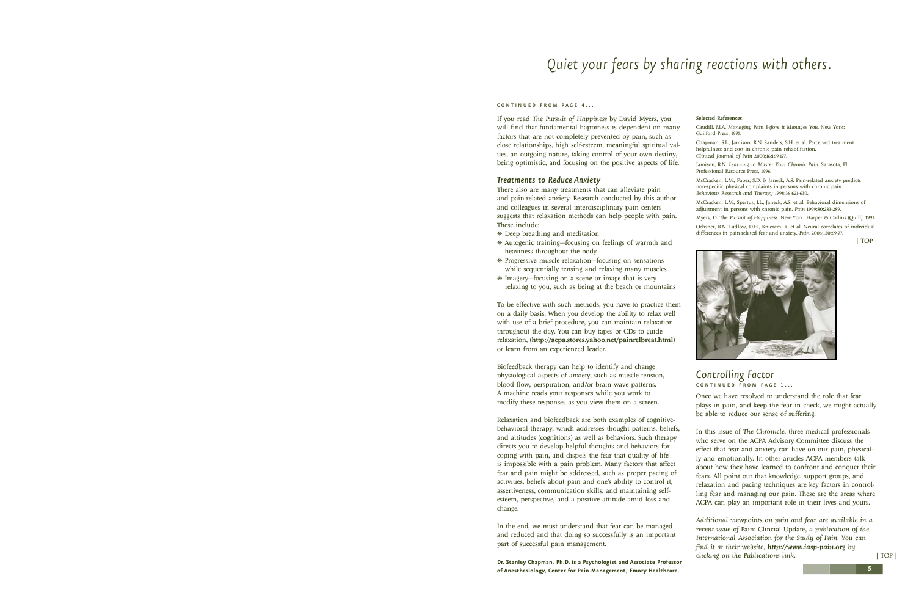# Quiet your fears by sharing reactions with others.

CONTINUED FROM PAGE 4...

If you read *The Pursuit of Happiness* by David Myers, you will find that fundamental happiness is dependent on many factors that are not completely prevented by pain, such as close relationships, high self-esteem, meaningful spiritual values, an outgoing nature, taking control of your own destiny, being optimistic, and focusing on the positive aspects of life.

## Treatments to Reduce Anxiety

There also are many treatments that can alleviate pain and pain-related anxiety. Research conducted by this author and colleagues in several interdisciplinary pain centers suggests that relaxation methods can help people with pain. These include:

- Deep breathing and meditation
- Autogenic training—focusing on feelings of warmth and heaviness throughout the body
- Progressive muscle relaxation—focusing on sensations while sequentially tensing and relaxing many muscles
- Imagery—focusing on a scene or image that is very relaxing to you, such as being at the beach or mountains

To be effective with such methods, you have to practice them on a daily basis. When you develop the ability to relax well with use of a brief procedure, you can maintain relaxation throughout the day. You can buy tapes or CDs to guide relaxation, (**http://acpa.stores.yahoo.net/painrelbreat.html**) or learn from an experienced leader.

Biofeedback therapy can help to identify and change physiological aspects of anxiety, such as muscle tension, blood flow, perspiration, and/or brain wave patterns. A machine reads your responses while you work to modify these responses as you view them on a screen.

Relaxation and biofeedback are both examples of cognitive-behavioral therapy, which addresses thought patterns, beliefs, and attitudes (cognitions) as well as behaviors. Such therapy directs you to develop helpful thoughts and behaviors for coping with pain, and dispels the fear that quality of life is impossible with a pain problem. Many factors that affect fear and pain might be addressed, such as proper pacing of activities, beliefs about pain and one's ability to control it, assertiveness, communication skills, and maintaining self-esteem, perspective, and a positive attitude amid loss and change.

In the end, we must understand that fear can be managed and reduced and that doing so successfully is an important part of successful pain management.

**Dr. Stanley Chapman, Ph.D. is a Psychologist and Associate Professor of Anesthesiology, Center for Pain Management, Emory Healthcare.**

**Selected References:**

Caudill, M.A. *Managing Pain Before it Manages You*. New York: Guilford Press, 1995.

Chapman, S.L., Jamison, R.N. Sanders, S.H. et al. Perceived treatment helpfulness and cost in chronic pain rehabilitation. *Clinical Journal of Pain* 2000;16:169-177.

Jamison, R.N. *Learning to Master Your Chronic Pain*. Sarasota, FL: Professional Resource Press, 1996.

McCracken, L.M., Faber, S.D. & Janeck, A.S. Pain-related anxiety predicts non-specific physical complaints in persons with chronic pain. *Behaviour Research and Therapy* 1998;36:621-630.

McCracken, L.M., Spertus, I.L., Janeck, A.S. et al. Behavioral dimensions of adjustment in persons with chronic pain. *Pain* 1999;80:283-289.

Myers, D. *The Pursuit of Happiness*. New York: Harper & Collins (Quill), 1992.

Ochsner, R.N. Ludlow, D.H., Knierem, K. et al. Neural correlates of individual differences in pain-related fear and anxiety. *Pain* 2006;120:69-77.

| TOP |

## Controlling Factor

CONTINUED FROM PAGE 1...

Once we have resolved to understand the role that fear plays in pain, and keep the fear in check, we might actually be able to reduce our sense of suffering.

In this issue of *The Chronicle*, three medical professionals who serve on the ACPA Advisory Committee discuss the effect that fear and anxiety can have on our pain, physically and emotionally. In other articles ACPA members talk about how they have learned to confront and conquer their fears. All point out that knowledge, support groups, and relaxation and pacing techniques are key factors in controlling fear and managing our pain. These are the areas where ACPA can play an important role in their lives and yours.

*Additional viewpoints on pain and fear are available in a recent issue of* Pain: Clincial Update, *a publication of the International Association for the Study of Pain. You can find it at their website,* ***http://www.iasp-pain.org*** *by clicking on the Publications link.*

| TOP |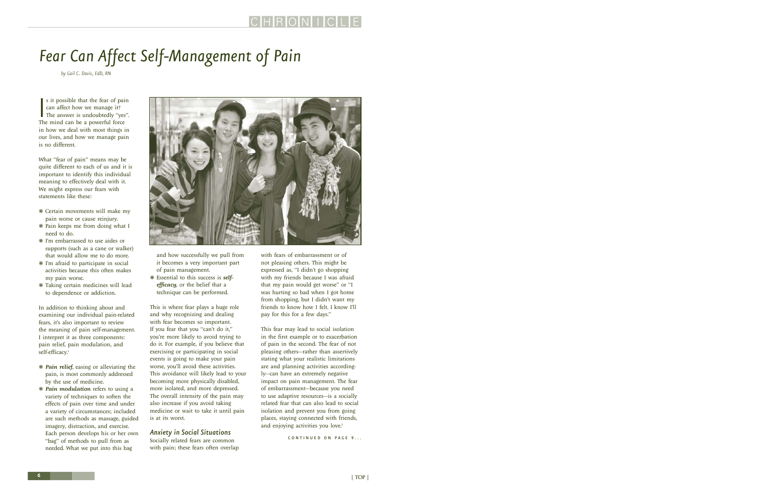# Fear Can Affect Self-Management of Pain

*by Gail C. Davis, EdD, RN*

Is it possible that the fear of pain can affect how we manage it? The answer is undoubtedly "yes". The mind can be a powerful force in how we deal with most things in our lives, and how we manage pain is no different.

What "fear of pain" means may be quite different to each of us and it is important to identify this individual meaning to effectively deal with it. We might express our fears with statements like these:

- Certain movements will make my pain worse or cause reinjury.
- Pain keeps me from doing what I need to do.
- I'm embarrassed to use aides or supports (such as a cane or walker) that would allow me to do more.
- I'm afraid to participate in social activities because this often makes my pain worse.
- Taking certain medicines will lead to dependence or addiction.

In addition to thinking about and examining our individual pain-related fears, it's also important to review the meaning of pain self-management. I interpret it as three components: pain relief, pain modulation, and self-efficacy.[1]

- ***Pain relief***, easing or alleviating the pain, is most commonly addressed by the use of medicine.
- ***Pain modulation*** refers to using a variety of techniques to soften the effects of pain over time and under a variety of circumstances; included are such methods as massage, guided imagery, distraction, and exercise. Each person develops his or her own "bag" of methods to pull from as needed. What we put into this bag and how successfully we pull from it becomes a very important part of pain management.
- Essential to this success is ***self-efficacy***, or the belief that a technique can be performed.

This is where fear plays a huge role and why recognizing and dealing with fear becomes so important. If you fear that you "can't do it," you're more likely to avoid trying to do it. For example, if you believe that exercising or participating in social events is going to make your pain worse, you'll avoid these activities. This avoidance will likely lead to your becoming more physically disabled, more isolated, and more depressed. The overall intensity of the pain may also increase if you avoid taking medicine or wait to take it until pain is at its worst.

### *Anxiety in Social Situations*

Socially related fears are common with pain; these fears often overlap with fears of embarrassment or of not pleasing others. This might be expressed as, "I didn't go shopping with my friends because I was afraid that my pain would get worse" or "I was hurting so bad when I got home from shopping, but I didn't want my friends to know how I felt. I know I'll pay for this for a few days."

This fear may lead to social isolation in the first example or to exacerbation of pain in the second. The fear of not pleasing others—rather than assertively stating what your realistic limitations are and planning activities accordingly—can have an extremely negative impact on pain management. The fear of embarrassment—because you need to use adaptive resources—is a socially related fear that can also lead to social isolation and prevent you from going places, staying connected with friends, and enjoying activities you love.[2]

CONTINUED ON PAGE 9...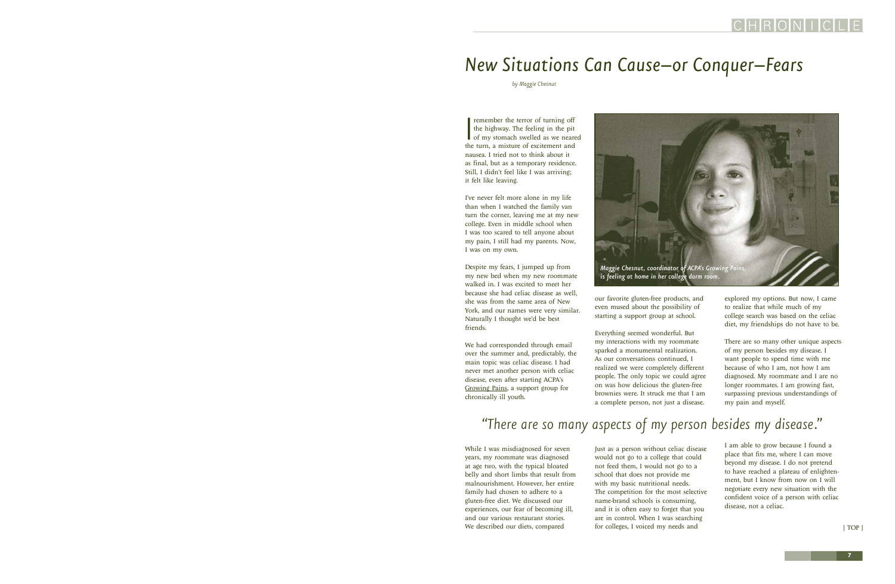# New Situations Can Cause–or Conquer–Fears

*by Maggie Chesnut*

I remember the terror of turning off the highway. The feeling in the pit of my stomach swelled as we neared the turn, a mixture of excitement and nausea. I tried not to think about it as final, but as a temporary residence. Still, I didn't feel like I was arriving; it felt like leaving.

I've never felt more alone in my life than when I watched the family van turn the corner, leaving me at my new college. Even in middle school when I was too scared to tell anyone about my pain, I still had my parents. Now, I was on my own.

Despite my fears, I jumped up from my new bed when my new roommate walked in. I was excited to meet her because she had celiac disease as well, she was from the same area of New York, and our names were very similar. Naturally I thought we'd be best friends.

We had corresponded through email over the summer and, predictably, the main topic was celiac disease. I had never met another person with celiac disease, even after starting ACPA's Growing Pains, a support group for chronically ill youth.

*Maggie Chesnut, coordinator of ACPA's Growing Pains, is feeling at home in her college dorm room.*

While I was misdiagnosed for seven years, my roommate was diagnosed at age two, with the typical bloated belly and short limbs that result from malnourishment. However, her entire family had chosen to adhere to a gluten-free diet. We discussed our experiences, our fear of becoming ill, and our various restaurant stories. We described our diets, compared our favorite gluten-free products, and even mused about the possibility of starting a support group at school.

Everything seemed wonderful. But my interactions with my roommate sparked a monumental realization. As our conversations continued, I realized we were completely different people. The only topic we could agree on was how delicious the gluten-free brownies were. It struck me that I am a complete person, not just a disease.

Just as a person without celiac disease would not go to a college that could not feed them, I would not go to a school that does not provide me with my basic nutritional needs. The competition for the most selective name-brand schools is consuming, and it is often easy to forget that you are in control. When I was searching for colleges, I voiced my needs and explored my options. But now, I came to realize that while much of my college search was based on the celiac diet, my friendships do not have to be.

There are so many other unique aspects of my person besides my disease. I want people to spend time with me because of who I am, not how I am diagnosed. My roommate and I are no longer roommates. I am growing fast, surpassing previous understandings of my pain and myself.

> *"There are so many aspects of my person besides my disease."*

I am able to grow because I found a place that fits me, where I can move beyond my disease. I do not pretend to have reached a plateau of enlightenment, but I know from now on I will negotiate every new situation with the confident voice of a person with celiac disease, not a celiac.

| TOP |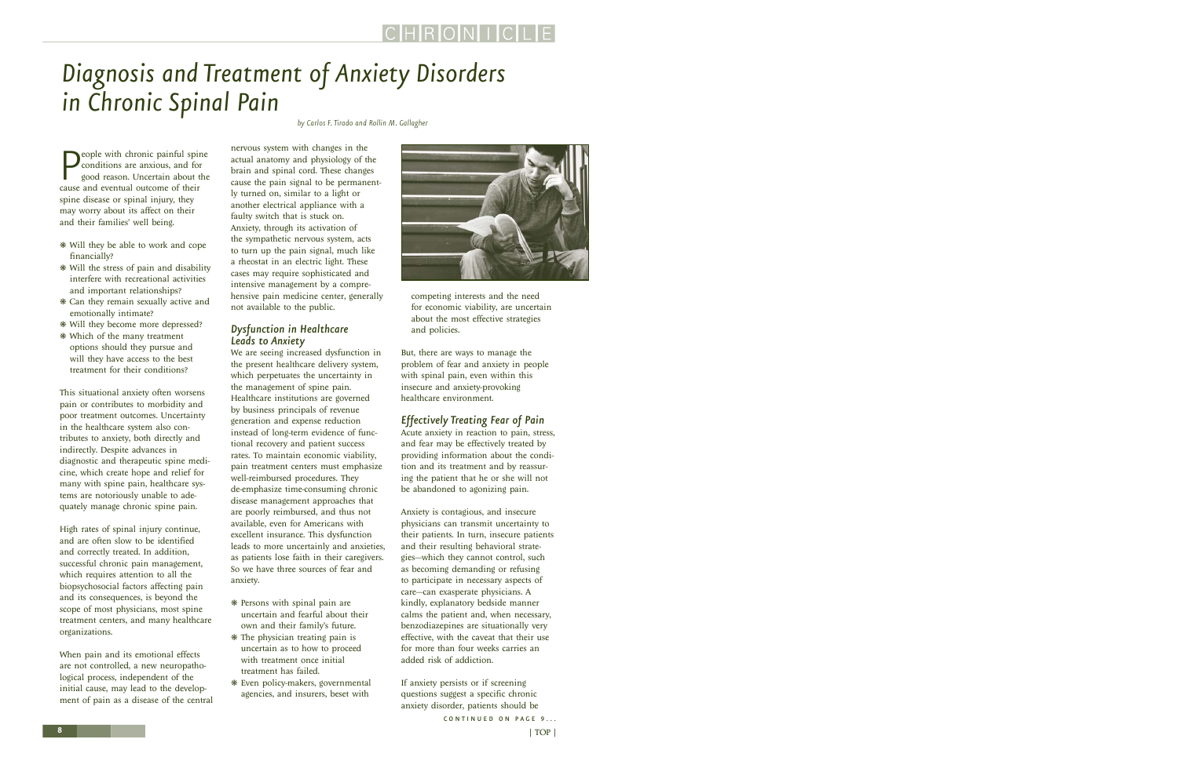# Diagnosis and Treatment of Anxiety Disorders in Chronic Spinal Pain

*by Carlos F. Tirado and Rollin M. Gallagher*

People with chronic painful spine conditions are anxious, and for good reason. Uncertain about the cause and eventual outcome of their spine disease or spinal injury, they may worry about its affect on their and their families' well being.

- Will they be able to work and cope financially?
- Will the stress of pain and disability interfere with recreational activities and important relationships?
- Can they remain sexually active and emotionally intimate?
- Will they become more depressed?
- Which of the many treatment options should they pursue and will they have access to the best treatment for their conditions?

This situational anxiety often worsens pain or contributes to morbidity and poor treatment outcomes. Uncertainty in the healthcare system also contributes to anxiety, both directly and indirectly. Despite advances in diagnostic and therapeutic spine medicine, which create hope and relief for many with spine pain, healthcare systems are notoriously unable to adequately manage chronic spine pain.

High rates of spinal injury continue, and are often slow to be identified and correctly treated. In addition, successful chronic pain management, which requires attention to all the biopsychosocial factors affecting pain and its consequences, is beyond the scope of most physicians, most spine treatment centers, and many healthcare organizations.

When pain and its emotional effects are not controlled, a new neuropathological process, independent of the initial cause, may lead to the development of pain as a disease of the central nervous system with changes in the actual anatomy and physiology of the brain and spinal cord. These changes cause the pain signal to be permanently turned on, similar to a light or another electrical appliance with a faulty switch that is stuck on. Anxiety, through its activation of the sympathetic nervous system, acts to turn up the pain signal, much like a rheostat in an electric light. These cases may require sophisticated and intensive management by a comprehensive pain medicine center, generally not available to the public.

## Dysfunction in Healthcare Leads to Anxiety

We are seeing increased dysfunction in the present healthcare delivery system, which perpetuates the uncertainty in the management of spine pain. Healthcare institutions are governed by business principals of revenue generation and expense reduction instead of long-term evidence of functional recovery and patient success rates. To maintain economic viability, pain treatment centers must emphasize well-reimbursed procedures. They de-emphasize time-consuming chronic disease management approaches that are poorly reimbursed, and thus not available, even for Americans with excellent insurance. This dysfunction leads to more uncertainly and anxieties, as patients lose faith in their caregivers. So we have three sources of fear and anxiety.

- Persons with spinal pain are uncertain and fearful about their own and their family's future.
- The physician treating pain is uncertain as to how to proceed with treatment once initial treatment has failed.
- Even policy-makers, governmental agencies, and insurers, beset with competing interests and the need for economic viability, are uncertain about the most effective strategies and policies.

But, there are ways to manage the problem of fear and anxiety in people with spinal pain, even within this insecure and anxiety-provoking healthcare environment.

## Effectively Treating Fear of Pain

Acute anxiety in reaction to pain, stress, and fear may be effectively treated by providing information about the condition and its treatment and by reassuring the patient that he or she will not be abandoned to agonizing pain.

Anxiety is contagious, and insecure physicians can transmit uncertainty to their patients. In turn, insecure patients and their resulting behavioral strategies—which they cannot control, such as becoming demanding or refusing to participate in necessary aspects of care—can exasperate physicians. A kindly, explanatory bedside manner calms the patient and, when necessary, benzodiazepines are situationally very effective, with the caveat that their use for more than four weeks carries an added risk of addiction.

If anxiety persists or if screening questions suggest a specific chronic anxiety disorder, patients should be

CONTINUED ON PAGE 9...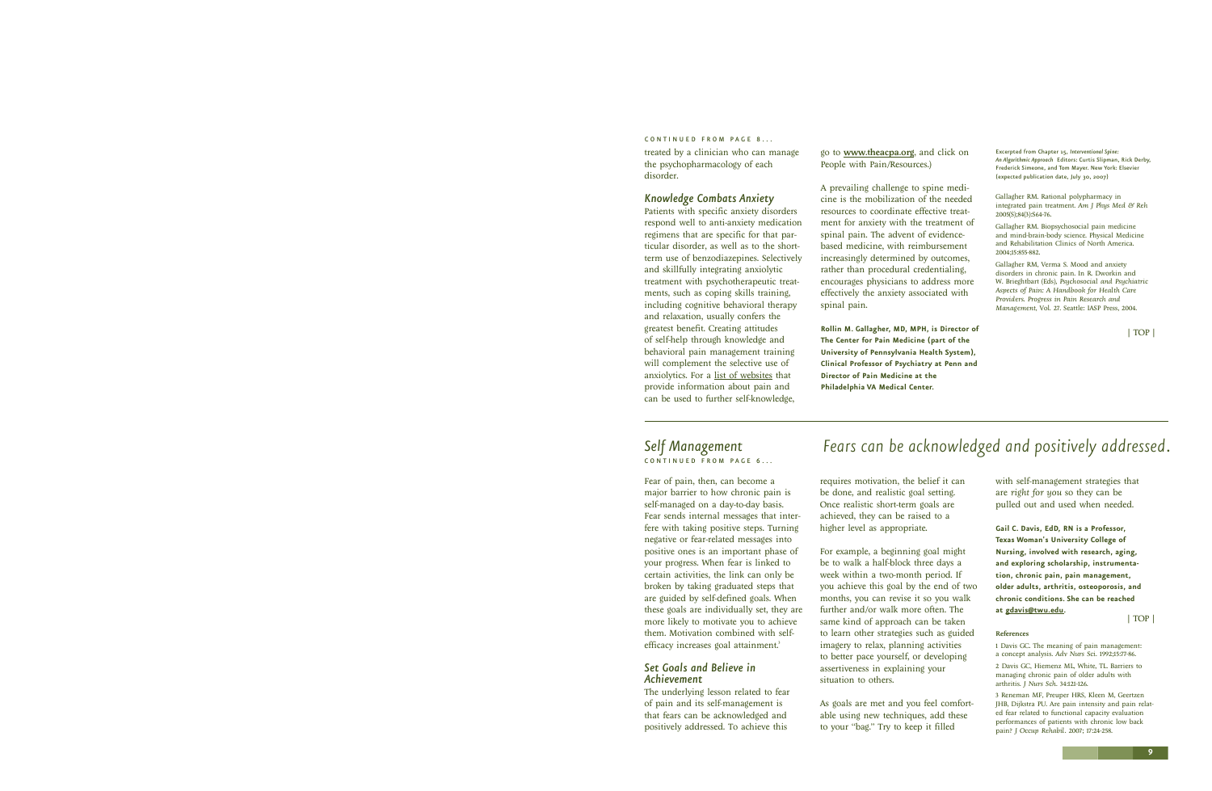CONTINUED FROM PAGE 8...

treated by a clinician who can manage the psychopharmacology of each disorder.

### Knowledge Combats Anxiety

Patients with specific anxiety disorders respond well to anti-anxiety medication regimens that are specific for that particular disorder, as well as to the short-term use of benzodiazepines. Selectively and skillfully integrating anxiolytic treatment with psychotherapeutic treatments, such as coping skills training, including cognitive behavioral therapy and relaxation, usually confers the greatest benefit. Creating attitudes of self-help through knowledge and behavioral pain management training will complement the selective use of anxiolytics. For a list of websites that provide information about pain and can be used to further self-knowledge, go to **www.theacpa.org**, and click on People with Pain/Resources.)

A prevailing challenge to spine medicine is the mobilization of the needed resources to coordinate effective treatment for anxiety with the treatment of spinal pain. The advent of evidence-based medicine, with reimbursement increasingly determined by outcomes, rather than procedural credentialing, encourages physicians to address more effectively the anxiety associated with spinal pain.

**Rollin M. Gallagher, MD, MPH, is Director of The Center for Pain Medicine (part of the University of Pennsylvania Health System), Clinical Professor of Psychiatry at Penn and Director of Pain Medicine at the Philadelphia VA Medical Center.**

Excerpted from Chapter 15, *Interventional Spine: An Algorithmic Approach* Editors: Curtis Slipman, Rick Derby, Frederick Simeone, and Tom Mayer. New York: Elsevier (expected publication date, July 30, 2007)

Gallagher RM. Rational polypharmacy in integrated pain treatment. *Am J Phys Med & Reh* 2005(S);84(3):S64-76.

Gallagher RM. Biopsychosocial pain medicine and mind-brain-body science. Physical Medicine and Rehabilitation Clinics of North America. 2004;15:855-882.

Gallagher RM, Verma S. Mood and anxiety disorders in chronic pain. In R. Dworkin and W. Brieghtbart (Eds), *Psychosocial and Psychiatric Aspects of Pain: A Handbook for Health Care Providers. Progress in Pain Research and Management*, Vol. 27. Seattle: IASP Press, 2004.

| TOP |

## Self Management

CONTINUED FROM PAGE 6...

*Fears can be acknowledged and positively addressed.*

Fear of pain, then, can become a major barrier to how chronic pain is self-managed on a day-to-day basis. Fear sends internal messages that interfere with taking positive steps. Turning negative or fear-related messages into positive ones is an important phase of your progress. When fear is linked to certain activities, the link can only be broken by taking graduated steps that are guided by self-defined goals. When these goals are individually set, they are more likely to motivate you to achieve them. Motivation combined with self-efficacy increases goal attainment.[1]

### Set Goals and Believe in Achievement

The underlying lesson related to fear of pain and its self-management is that fears can be acknowledged and positively addressed. To achieve this requires motivation, the belief it can be done, and realistic goal setting. Once realistic short-term goals are achieved, they can be raised to a higher level as appropriate.

For example, a beginning goal might be to walk a half-block three days a week within a two-month period. If you achieve this goal by the end of two months, you can revise it so you walk further and/or walk more often. The same kind of approach can be taken to learn other strategies such as guided imagery to relax, planning activities to better pace yourself, or developing assertiveness in explaining your situation to others.

As goals are met and you feel comfortable using new techniques, add these to your "bag." Try to keep it filled with self-management strategies that are *right for you* so they can be pulled out and used when needed.

**Gail C. Davis, EdD, RN is a Professor, Texas Woman's University College of Nursing, involved with research, aging, and exploring scholarship, instrumentation, chronic pain, pain management, older adults, arthritis, osteoporosis, and chronic conditions. She can be reached at gdavis@twu.edu.**

| TOP |

**References**

1 Davis GC. The meaning of pain management: a concept analysis. *Adv Nurs Sci*. 1992;15:77-86.

2 Davis GC, Hiemenz ML, White, TL. Barriers to managing chronic pain of older adults with arthritis. *J Nurs Sch*. 34:121-126.

3 Reneman MF, Preuper HRS, Kleen M, Geertzen JHB, Dijkstra PU. Are pain intensity and pain related fear related to functional capacity evaluation performances of patients with chronic low back pain? *J Occup Rehabil*. 2007; 17:24-258.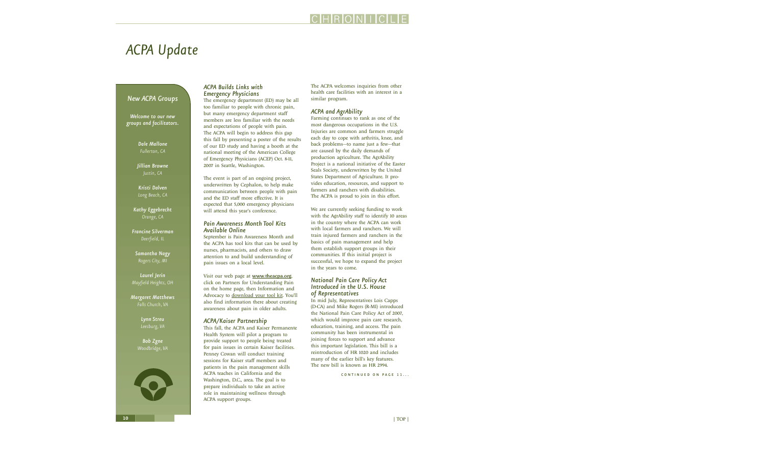# ACPA Update

## New ACPA Groups

*Welcome to our new groups and facilitators.*

**Dale Mallone**
*Fullerton, CA*

**Jillian Browne**
*Justin, CA*

**Kristi Dalven**
*Long Beach, CA*

**Kathy Eggebrecht**
*Orange, CA*

**Francine Silverman**
*Deerfield, IL*

**Samantha Nagy**
*Rogers City, MI*

**Laurel Jerin**
*Mayfield Heights, OH*

**Margaret Matthews**
*Falls Church, VA*

**Lynn Streu**
*Leesburg, VA*

**Bob Zgne**
*Woodbridge, VA*

### ACPA Builds Links with Emergency Physicians

The emergency department (ED) may be all too familiar to people with chronic pain, but many emergency department staff members are less familiar with the needs and expectations of people with pain. The ACPA will begin to address this gap this fall by presenting a poster of the results of our ED study and having a booth at the national meeting of the American College of Emergency Physicians (ACEP) Oct. 8-11, 2007 in Seattle, Washington.

The event is part of an ongoing project, underwritten by Cephalon, to help make communication between people with pain and the ED staff more effective. It is expected that 5,000 emergency physicians will attend this year's conference.

### Pain Awareness Month Tool Kits Available Online

September is Pain Awareness Month and the ACPA has tool kits that can be used by nurses, pharmacists, and others to draw attention to and build understanding of pain issues on a local level.

Visit our web page at **www.theacpa.org**, click on Partners for Understanding Pain on the home page, then Information and Advocacy to download your tool kit. You'll also find information there about creating awareness about pain in older adults.

### ACPA/Kaiser Partnership

This fall, the ACPA and Kaiser Permanente Health System will pilot a program to provide support to people being treated for pain issues in certain Kaiser facilities. Penney Cowan will conduct training sessions for Kaiser staff members and patients in the pain management skills ACPA teaches in California and the Washington, D.C., area. The goal is to prepare individuals to take an active role in maintaining wellness through ACPA support groups.

The ACPA welcomes inquiries from other health care facilities with an interest in a similar program.

### ACPA and AgrAbility

Farming continues to rank as one of the most dangerous occupations in the U.S. Injuries are common and farmers struggle each day to cope with arthritis, knee, and back problems—to name just a few—that are caused by the daily demands of production agriculture. The AgrAbility Project is a national initiative of the Easter Seals Society, underwritten by the United States Department of Agriculture. It provides education, resources, and support to farmers and ranchers with disabilities. The ACPA is proud to join in this effort.

We are currently seeking funding to work with the AgrAbility staff to identify 10 areas in the country where the ACPA can work with local farmers and ranchers. We will train injured farmers and ranchers in the basics of pain management and help them establish support groups in their communities. If this initial project is successful, we hope to expand the project in the years to come.

### National Pain Care Policy Act Introduced in the U.S. House of Representatives

In mid July, Representatives Lois Capps (D-CA) and Mike Rogers (R-MI) introduced the National Pain Care Policy Act of 2007, which would improve pain care research, education, training, and access. The pain community has been instrumental in joining forces to support and advance this important legislation. This bill is a reintroduction of HR 1020 and includes many of the earlier bill's key features. The new bill is known as HR 2994.

CONTINUED ON PAGE 11...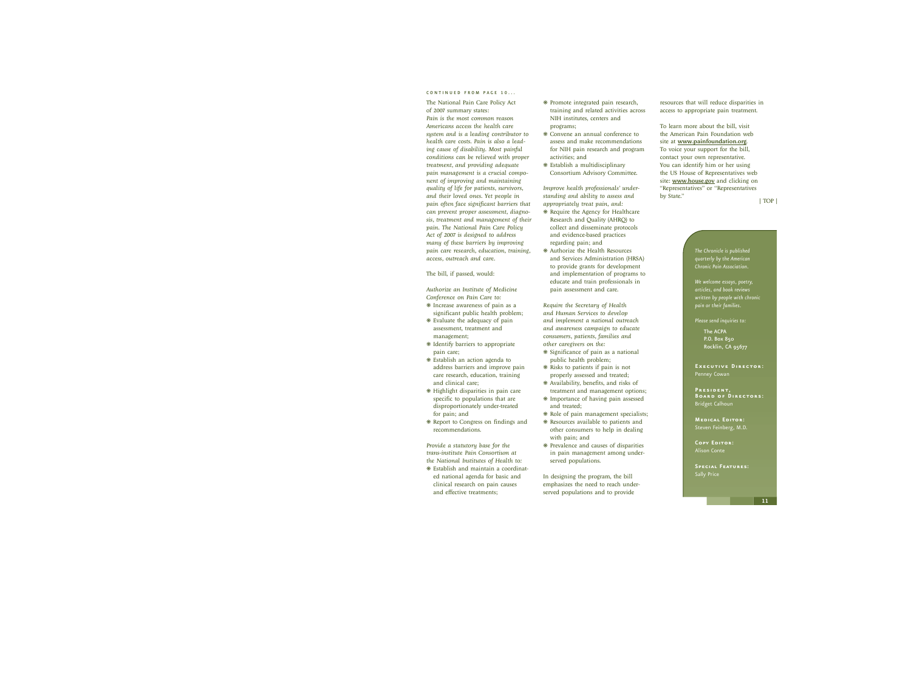CONTINUED FROM PAGE 10...

The National Pain Care Policy Act of 2007 summary states:
*Pain is the most common reason Americans access the health care system and is a leading contributor to health care costs. Pain is also a leading cause of disability. Most painful conditions can be relieved with proper treatment, and providing adequate pain management is a crucial component of improving and maintaining quality of life for patients, survivors, and their loved ones. Yet people in pain often face significant barriers that can prevent proper assessment, diagnosis, treatment and management of their pain. The National Pain Care Policy Act of 2007 is designed to address many of these barriers by improving pain care research, education, training, access, outreach and care.*

The bill, if passed, would:

*Authorize an Institute of Medicine Conference on Pain Care to:*

- Increase awareness of pain as a significant public health problem;
- Evaluate the adequacy of pain assessment, treatment and management;
- Identify barriers to appropriate pain care;
- Establish an action agenda to address barriers and improve pain care research, education, training and clinical care;
- Highlight disparities in pain care specific to populations that are disproportionately under-treated for pain; and
- Report to Congress on findings and recommendations.

*Provide a statutory base for the trans-institute Pain Consortium at the National Institutes of Health to:*

- Establish and maintain a coordinated national agenda for basic and clinical research on pain causes and effective treatments;
- Promote integrated pain research, training and related activities across NIH institutes, centers and programs;
- Convene an annual conference to assess and make recommendations for NIH pain research and program activities; and
- Establish a multidisciplinary Consortium Advisory Committee.

*Improve health professionals' understanding and ability to assess and appropriately treat pain, and:*

- Require the Agency for Healthcare Research and Quality (AHRQ) to collect and disseminate protocols and evidence-based practices regarding pain; and
- Authorize the Health Resources and Services Administration (HRSA) to provide grants for development and implementation of programs to educate and train professionals in pain assessment and care.

*Require the Secretary of Health and Human Services to develop and implement a national outreach and awareness campaign to educate consumers, patients, families and other caregivers on the:*

- Significance of pain as a national public health problem;
- Risks to patients if pain is not properly assessed and treated;
- Availability, benefits, and risks of treatment and management options;
- Importance of having pain assessed and treated;
- Role of pain management specialists;
- Resources available to patients and other consumers to help in dealing with pain; and
- Prevalence and causes of disparities in pain management among underserved populations.

In designing the program, the bill emphasizes the need to reach underserved populations and to provide resources that will reduce disparities in access to appropriate pain treatment.

To learn more about the bill, visit the American Pain Foundation web site at **www.painfoundation.org**. To voice your support for the bill, contact your own representative. You can identify him or her using the US House of Representatives web site: **www.house.gov** and clicking on "Representatives" or "Representatives by State."

| TOP |

*The Chronicle is published quarterly by the American Chronic Pain Association.*

*We welcome essays, poetry, articles, and book reviews written by people with chronic pain or their families.*

*Please send inquiries to:*

The ACPA
P.O. Box 850
Rocklin, CA 95677

**Executive Director:**
Penney Cowan

**President, Board of Directors:**
Bridget Calhoun

**Medical Editor:**
Steven Feinberg, M.D.

**Copy Editor:**
Alison Conte

**Special Features:**
Sally Price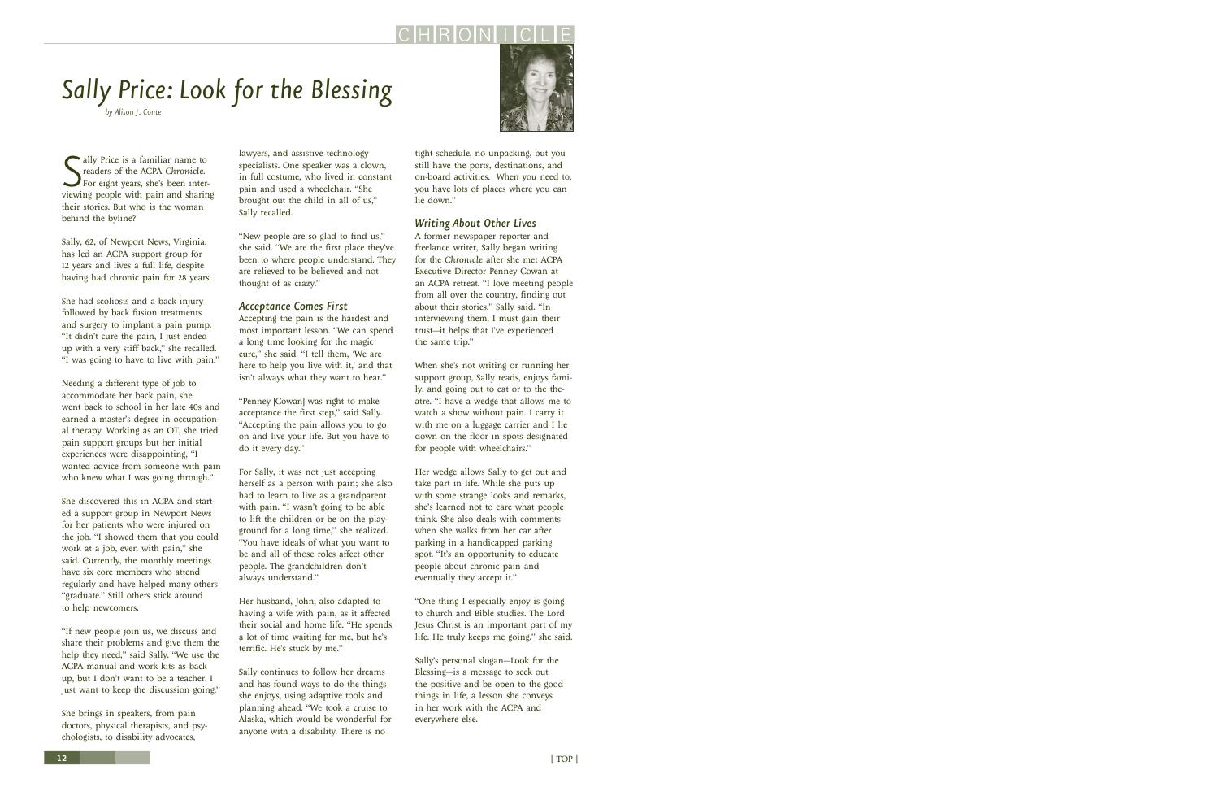# Sally Price: Look for the Blessing

*by Alison J. Conte*

Sally Price is a familiar name to readers of the ACPA *Chronicle*. For eight years, she's been interviewing people with pain and sharing their stories. But who is the woman behind the byline?

Sally, 62, of Newport News, Virginia, has led an ACPA support group for 12 years and lives a full life, despite having had chronic pain for 28 years.

She had scoliosis and a back injury followed by back fusion treatments and surgery to implant a pain pump. "It didn't cure the pain, I just ended up with a very stiff back," she recalled. "I was going to have to live with pain."

Needing a different type of job to accommodate her back pain, she went back to school in her late 40s and earned a master's degree in occupational therapy. Working as an OT, she tried pain support groups but her initial experiences were disappointing, "I wanted advice from someone with pain who knew what I was going through."

She discovered this in ACPA and started a support group in Newport News for her patients who were injured on the job. "I showed them that you could work at a job, even with pain," she said. Currently, the monthly meetings have six core members who attend regularly and have helped many others "graduate." Still others stick around to help newcomers.

"If new people join us, we discuss and share their problems and give them the help they need," said Sally. "We use the ACPA manual and work kits as back up, but I don't want to be a teacher. I just want to keep the discussion going."

She brings in speakers, from pain doctors, physical therapists, and psychologists, to disability advocates, lawyers, and assistive technology specialists. One speaker was a clown, in full costume, who lived in constant pain and used a wheelchair. "She brought out the child in all of us," Sally recalled.

"New people are so glad to find us," she said. "We are the first place they've been to where people understand. They are relieved to be believed and not thought of as crazy."

### Acceptance Comes First

Accepting the pain is the hardest and most important lesson. "We can spend a long time looking for the magic cure," she said. "I tell them, 'We are here to help you live with it,' and that isn't always what they want to hear."

"Penney [Cowan] was right to make acceptance the first step," said Sally. "Accepting the pain allows you to go on and live your life. But you have to do it every day."

For Sally, it was not just accepting herself as a person with pain; she also had to learn to live as a grandparent with pain. "I wasn't going to be able to lift the children or be on the playground for a long time," she realized. "You have ideals of what you want to be and all of those roles affect other people. The grandchildren don't always understand."

Her husband, John, also adapted to having a wife with pain, as it affected their social and home life. "He spends a lot of time waiting for me, but he's terrific. He's stuck by me."

Sally continues to follow her dreams and has found ways to do the things she enjoys, using adaptive tools and planning ahead. "We took a cruise to Alaska, which would be wonderful for anyone with a disability. There is no tight schedule, no unpacking, but you still have the ports, destinations, and on-board activities. When you need to, you have lots of places where you can lie down."

### Writing About Other Lives

A former newspaper reporter and freelance writer, Sally began writing for the *Chronicle* after she met ACPA Executive Director Penney Cowan at an ACPA retreat. "I love meeting people from all over the country, finding out about their stories," Sally said. "In interviewing them, I must gain their trust—it helps that I've experienced the same trip."

When she's not writing or running her support group, Sally reads, enjoys family, and going out to eat or to the theatre. "I have a wedge that allows me to watch a show without pain. I carry it with me on a luggage carrier and I lie down on the floor in spots designated for people with wheelchairs."

Her wedge allows Sally to get out and take part in life. While she puts up with some strange looks and remarks, she's learned not to care what people think. She also deals with comments when she walks from her car after parking in a handicapped parking spot. "It's an opportunity to educate people about chronic pain and eventually they accept it."

"One thing I especially enjoy is going to church and Bible studies. The Lord Jesus Christ is an important part of my life. He truly keeps me going," she said.

Sally's personal slogan—Look for the Blessing—is a message to seek out the positive and be open to the good things in life, a lesson she conveys in her work with the ACPA and everywhere else.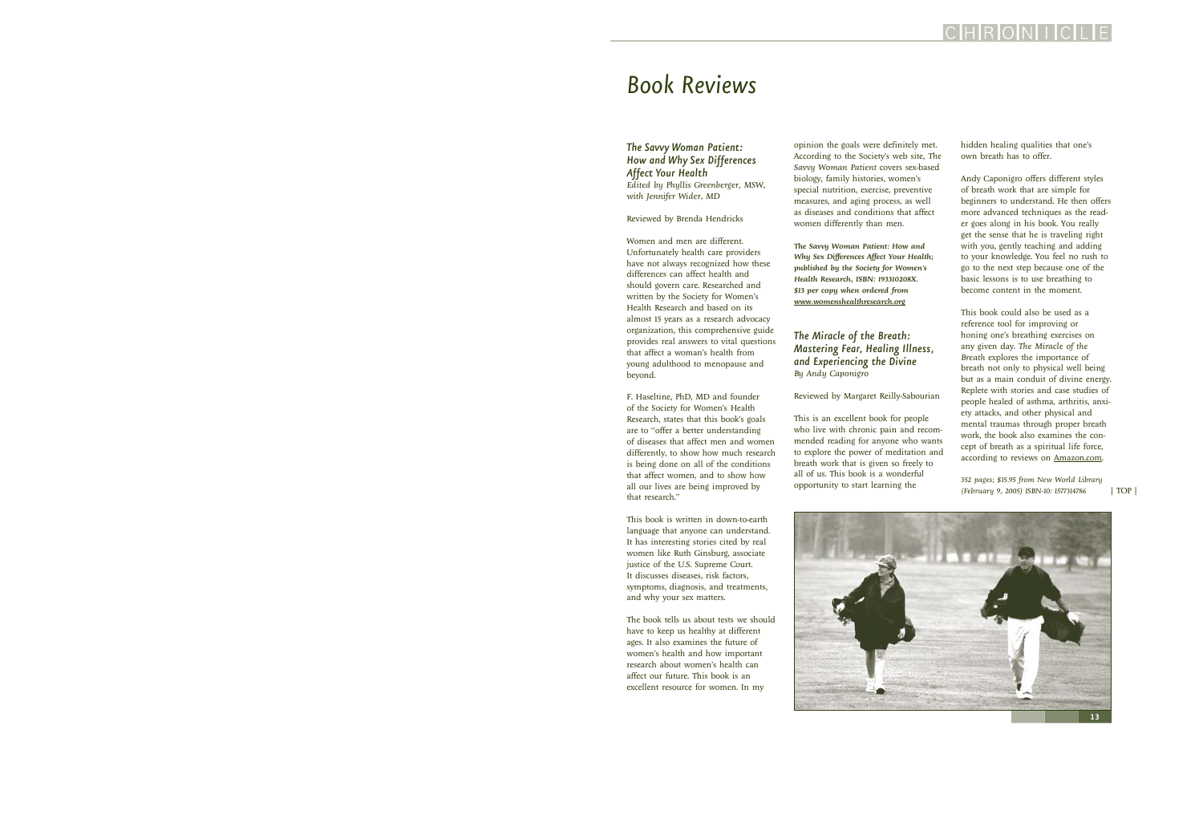# Book Reviews

### *The Savvy Woman Patient: How and Why Sex Differences Affect Your Health*

*Edited by Phyllis Greenberger, MSW, with Jennifer Wider, MD*

Reviewed by Brenda Hendricks

Women and men are different. Unfortunately health care providers have not always recognized how these differences can affect health and should govern care. Researched and written by the Society for Women's Health Research and based on its almost 15 years as a research advocacy organization, this comprehensive guide provides real answers to vital questions that affect a woman's health from young adulthood to menopause and beyond.

F. Haseltine, PhD, MD and founder of the Society for Women's Health Research, states that this book's goals are to "offer a better understanding of diseases that affect men and women differently, to show how much research is being done on all of the conditions that affect women, and to show how all our lives are being improved by that research."

This book is written in down-to-earth language that anyone can understand. It has interesting stories cited by real women like Ruth Ginsburg, associate justice of the U.S. Supreme Court. It discusses diseases, risk factors, symptoms, diagnosis, and treatments, and why your sex matters.

The book tells us about tests we should have to keep us healthy at different ages. It also examines the future of women's health and how important research about women's health can affect our future. This book is an excellent resource for women. In my opinion the goals were definitely met. According to the Society's web site, *The Savvy Woman Patient* covers sex-based biology, family histories, women's special nutrition, exercise, preventive measures, and aging process, as well as diseases and conditions that affect women differently than men.

***The Savvy Woman Patient: How and Why Sex Differences Affect Your Health; published by the Society for Women's Health Research, ISBN: 193310208X. $13 per copy when ordered from www.womenshealthresearch.org***

### *The Miracle of the Breath: Mastering Fear, Healing Illness, and Experiencing the Divine*

*By Andy Caponigro*

Reviewed by Margaret Reilly-Sabourian

This is an excellent book for people who live with chronic pain and recommended reading for anyone who wants to explore the power of meditation and breath work that is given so freely to all of us. This book is a wonderful opportunity to start learning the hidden healing qualities that one's own breath has to offer.

Andy Caponigro offers different styles of breath work that are simple for beginners to understand. He then offers more advanced techniques as the reader goes along in his book. You really get the sense that he is traveling right with you, gently teaching and adding to your knowledge. You feel no rush to go to the next step because one of the basic lessons is to use breathing to become content in the moment.

This book could also be used as a reference tool for improving or honing one's breathing exercises on any given day. *The Miracle of the Breath* explores the importance of breath not only to physical well being but as a main conduit of divine energy. Replete with stories and case studies of people healed of asthma, arthritis, anxiety attacks, and other physical and mental traumas through proper breath work, the book also examines the concept of breath as a spiritual life force, according to reviews on Amazon.com.

*352 pages; $15.95 from New World Library (February 9, 2005) ISBN-10: 1577314786*

| TOP |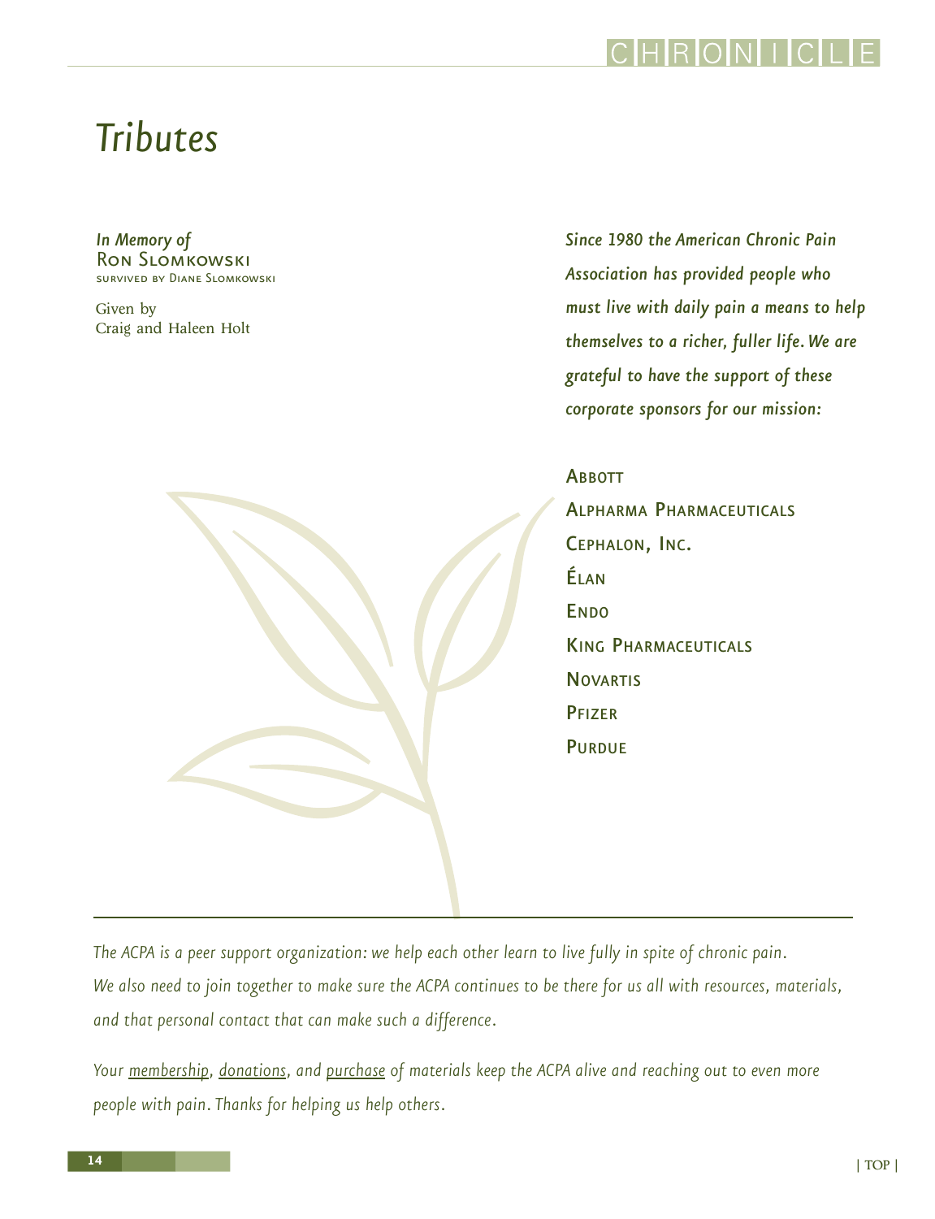# Tributes

*In Memory of*
RON SLOMKOWSKI
SURVIVED BY DIANE SLOMKOWSKI

Given by
Craig and Haleen Holt

*Since 1980 the American Chronic Pain Association has provided people who must live with daily pain a means to help themselves to a richer, fuller life. We are grateful to have the support of these corporate sponsors for our mission:*

ABBOTT
ALPHARMA PHARMACEUTICALS
CEPHALON, INC.
ÉLAN
ENDO
KING PHARMACEUTICALS
NOVARTIS
PFIZER
PURDUE

---

*The ACPA is a peer support organization: we help each other learn to live fully in spite of chronic pain. We also need to join together to make sure the ACPA continues to be there for us all with resources, materials, and that personal contact that can make such a difference.*

*Your membership, donations, and purchase of materials keep the ACPA alive and reaching out to even more people with pain. Thanks for helping us help others.*